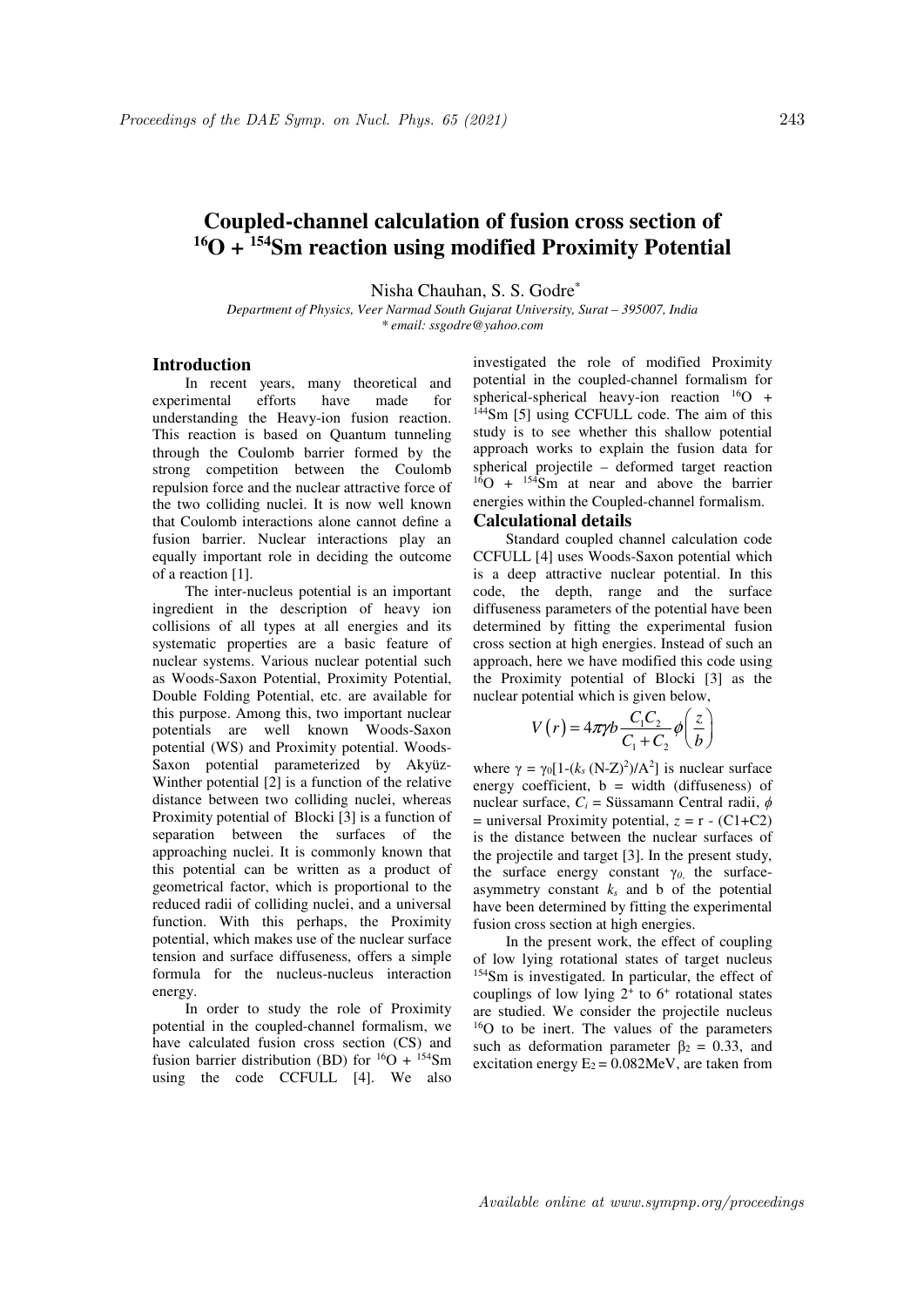# Coupled-channel calculation of fusion cross section of $^{16}$O + $^{154}$Sm reaction using modified Proximity Potential

Nisha Chauhan, S. S. Godre*

*Department of Physics, Veer Narmad South Gujarat University, Surat – 395007, India*
*\* email: ssgodre@yahoo.com*

## Introduction

In recent years, many theoretical and experimental efforts have made for understanding the Heavy-ion fusion reaction. This reaction is based on Quantum tunneling through the Coulomb barrier formed by the strong competition between the Coulomb repulsion force and the nuclear attractive force of the two colliding nuclei. It is now well known that Coulomb interactions alone cannot define a fusion barrier. Nuclear interactions play an equally important role in deciding the outcome of a reaction [1].

The inter-nucleus potential is an important ingredient in the description of heavy ion collisions of all types at all energies and its systematic properties are a basic feature of nuclear systems. Various nuclear potential such as Woods-Saxon Potential, Proximity Potential, Double Folding Potential, etc. are available for this purpose. Among this, two important nuclear potentials are well known Woods-Saxon potential (WS) and Proximity potential. Woods-Saxon potential parameterized by Akyüz-Winther potential [2] is a function of the relative distance between two colliding nuclei, whereas Proximity potential of Blocki [3] is a function of separation between the surfaces of the approaching nuclei. It is commonly known that this potential can be written as a product of geometrical factor, which is proportional to the reduced radii of colliding nuclei, and a universal function. With this perhaps, the Proximity potential, which makes use of the nuclear surface tension and surface diffuseness, offers a simple formula for the nucleus-nucleus interaction energy.

In order to study the role of Proximity potential in the coupled-channel formalism, we have calculated fusion cross section (CS) and fusion barrier distribution (BD) for $^{16}$O + $^{154}$Sm using the code CCFULL [4]. We also investigated the role of modified Proximity potential in the coupled-channel formalism for spherical-spherical heavy-ion reaction $^{16}$O + $^{144}$Sm [5] using CCFULL code. The aim of this study is to see whether this shallow potential approach works to explain the fusion data for spherical projectile – deformed target reaction $^{16}$O + $^{154}$Sm at near and above the barrier energies within the Coupled-channel formalism.

## Calculational details

Standard coupled channel calculation code CCFULL [4] uses Woods-Saxon potential which is a deep attractive nuclear potential. In this code, the depth, range and the surface diffuseness parameters of the potential have been determined by fitting the experimental fusion cross section at high energies. Instead of such an approach, here we have modified this code using the Proximity potential of Blocki [3] as the nuclear potential which is given below,

$$V(r) = 4\pi\gamma b \frac{C_1 C_2}{C_1 + C_2} \phi\left(\frac{z}{b}\right)$$

where $\gamma = \gamma_0[1-(k_s(N-Z)^2)/A^2]$ is nuclear surface energy coefficient, b = width (diffuseness) of nuclear surface, $C_i$ = Süssamann Central radii, $\phi$ = universal Proximity potential, $z = r - (C1+C2)$ is the distance between the nuclear surfaces of the projectile and target [3]. In the present study, the surface energy constant $\gamma_0$, the surface-asymmetry constant $k_s$ and b of the potential have been determined by fitting the experimental fusion cross section at high energies.

In the present work, the effect of coupling of low lying rotational states of target nucleus $^{154}$Sm is investigated. In particular, the effect of couplings of low lying $2^+$ to $6^+$ rotational states are studied. We consider the projectile nucleus $^{16}$O to be inert. The values of the parameters such as deformation parameter $\beta_2 = 0.33$, and excitation energy $E_2 = 0.082$MeV, are taken from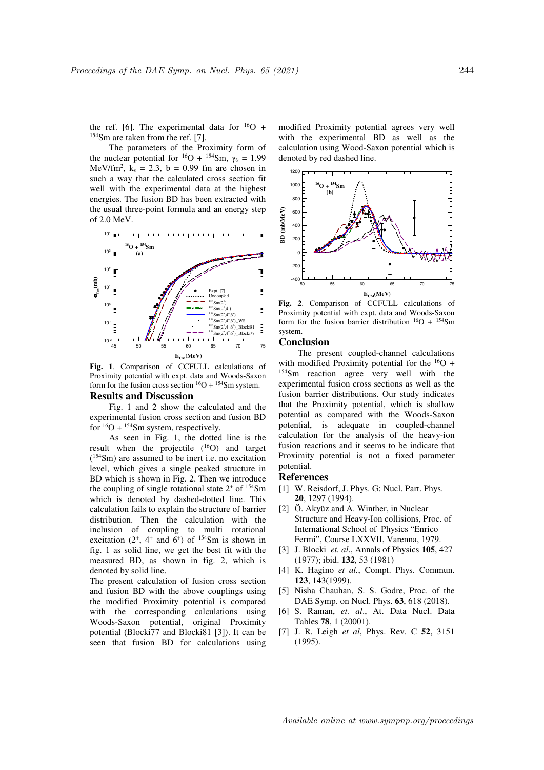the ref. [6]. The experimental data for $^{16}O$ + $^{154}Sm$ are taken from the ref. [7].

The parameters of the Proximity form of the nuclear potential for $^{16}O$ + $^{154}Sm$, $\gamma_0$ = 1.99 MeV/fm$^2$, $k_s$ = 2.3, b = 0.99 fm are chosen in such a way that the calculated cross section fit well with the experimental data at the highest energies. The fusion BD has been extracted with the usual three-point formula and an energy step of 2.0 MeV.

$^{16}O$ + $^{154}Sm$

(a)

Expt. [7]

Uncoupled

$^{154}Sm(2^+)$

$^{154}Sm(2^+,4^+)$

$^{154}Sm(2^+,4^+,6^+)$

$^{154}Sm(2^+,4^+,6^+)$_WS

$^{154}Sm(2^+,4^+,6^+)$_Blocki81

$^{154}Sm(2^+,4^+,6^+)$_Blocki77

$\sigma_{fus}$(mb)

$E_{CM}$(MeV)

**Fig. 1**. Comparison of CCFULL calculations of Proximity potential with expt. data and Woods-Saxon form for the fusion cross section $^{16}O$ + $^{154}Sm$ system.

## Results and Discussion

Fig. 1 and 2 show the calculated and the experimental fusion cross section and fusion BD for $^{16}O$ + $^{154}Sm$ system, respectively.

As seen in Fig. 1, the dotted line is the result when the projectile ($^{16}O$) and target ($^{154}Sm$) are assumed to be inert i.e. no excitation level, which gives a single peaked structure in BD which is shown in Fig. 2. Then we introduce the coupling of single rotational state $2^+$ of $^{154}Sm$ which is denoted by dashed-dotted line. This calculation fails to explain the structure of barrier distribution. Then the calculation with the inclusion of coupling to multi rotational excitation ($2^+$, $4^+$ and $6^+$) of $^{154}Sm$ is shown in fig. 1 as solid line, we get the best fit with the measured BD, as shown in fig. 2, which is denoted by solid line.

The present calculation of fusion cross section and fusion BD with the above couplings using the modified Proximity potential is compared with the corresponding calculations using Woods-Saxon potential, original Proximity potential (Blocki77 and Blocki81 [3]). It can be seen that fusion BD for calculations using modified Proximity potential agrees very well with the experimental BD as well as the calculation using Wood-Saxon potential which is denoted by red dashed line.

$^{16}O$ + $^{154}Sm$

(b)

BD (mb/MeV)

$E_{CM}$(MeV)

**Fig. 2**. Comparison of CCFULL calculations of Proximity potential with expt. data and Woods-Saxon form for the fusion barrier distribution $^{16}O$ + $^{154}Sm$ system.

## Conclusion

The present coupled-channel calculations with modified Proximity potential for the $^{16}O$ + $^{154}Sm$ reaction agree very well with the experimental fusion cross sections as well as the fusion barrier distributions. Our study indicates that the Proximity potential, which is shallow potential as compared with the Woods-Saxon potential, is adequate in coupled-channel calculation for the analysis of the heavy-ion fusion reactions and it seems to be indicate that Proximity potential is not a fixed parameter potential.

## References

[1] W. Reisdorf, J. Phys. G: Nucl. Part. Phys. **20**, 1297 (1994).

[2] Ö. Akyüz and A. Winther, in Nuclear Structure and Heavy-Ion collisions, Proc. of International School of Physics "Enrico Fermi", Course LXXVII, Varenna, 1979.

[3] J. Blocki *et. al*., Annals of Physics **105**, 427 (1977); ibid. **132**, 53 (1981)

[4] K. Hagino *et al.*, Compt. Phys. Commun. **123**, 143(1999).

[5] Nisha Chauhan, S. S. Godre, Proc. of the DAE Symp. on Nucl. Phys. **63**, 618 (2018).

[6] S. Raman, *et. al*., At. Data Nucl. Data Tables **78**, 1 (20001).

[7] J. R. Leigh *et al*, Phys. Rev. C **52**, 3151 (1995).